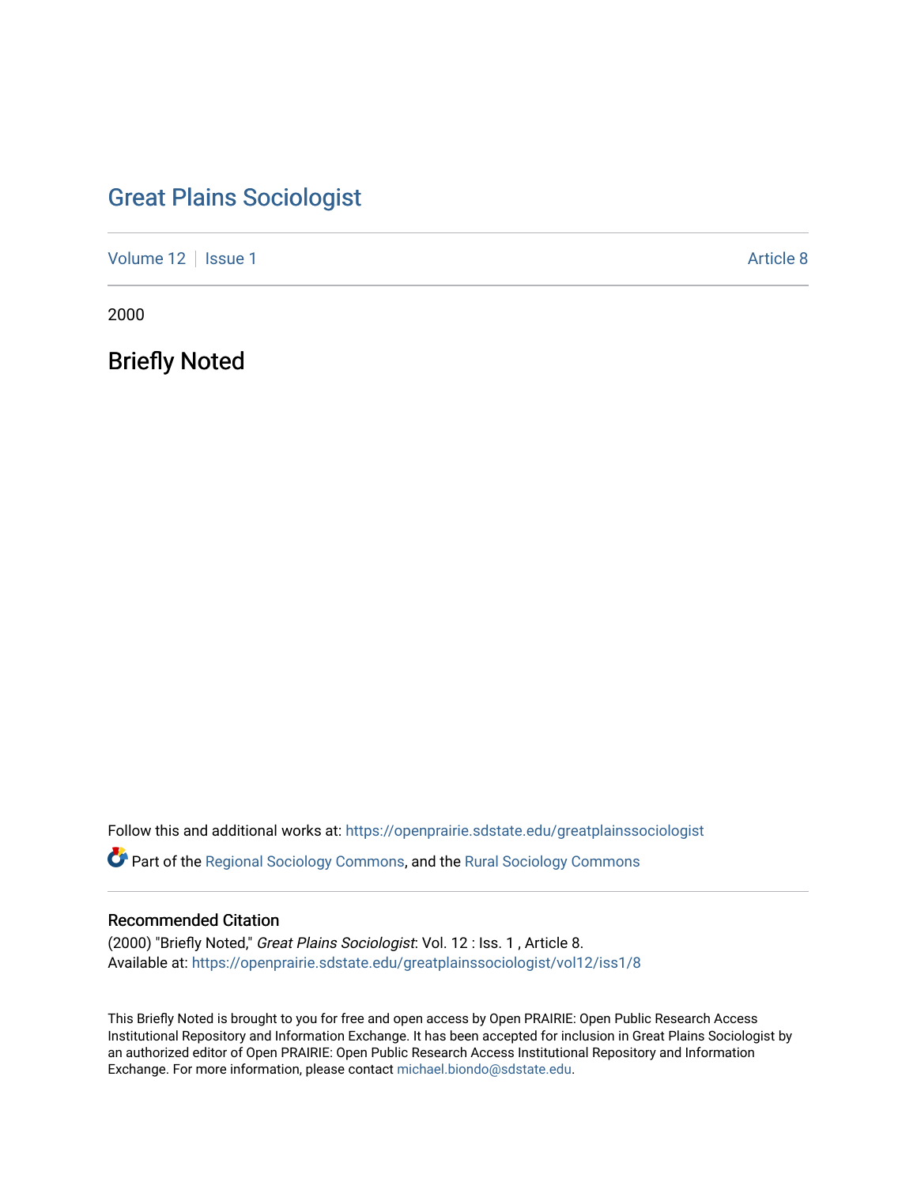# Great Plains Sociologist

Volume 12 | Issue 1 Article 8

2000

## Briefly Noted

Follow this and additional works at: https://openprairie.sdstate.edu/greatplainssociologist

Part of the Regional Sociology Commons, and the Rural Sociology Commons

### Recommended Citation

(2000) "Briefly Noted," *Great Plains Sociologist*: Vol. 12 : Iss. 1 , Article 8.
Available at: https://openprairie.sdstate.edu/greatplainssociologist/vol12/iss1/8

This Briefly Noted is brought to you for free and open access by Open PRAIRIE: Open Public Research Access Institutional Repository and Information Exchange. It has been accepted for inclusion in Great Plains Sociologist by an authorized editor of Open PRAIRIE: Open Public Research Access Institutional Repository and Information Exchange. For more information, please contact michael.biondo@sdstate.edu.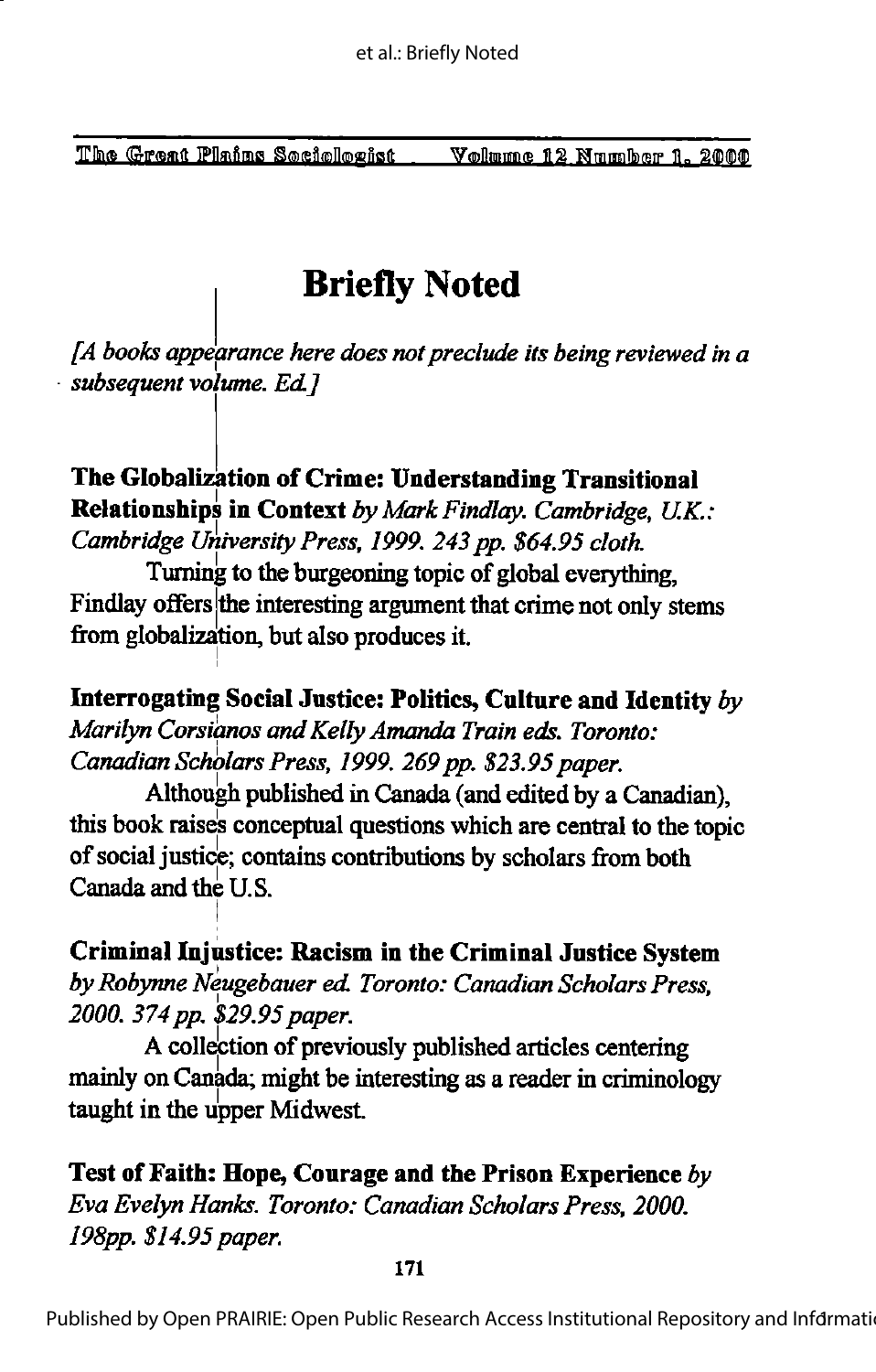# Briefly Noted

*[A books appearance here does not preclude its being reviewed in a subsequent volume. Ed.]*

**The Globalization of Crime: Understanding Transitional Relationships in Context** *by Mark Findlay. Cambridge, U.K.: Cambridge University Press, 1999. 243 pp. $64.95 cloth.*

Turning to the burgeoning topic of global everything, Findlay offers the interesting argument that crime not only stems from globalization, but also produces it.

**Interrogating Social Justice: Politics, Culture and Identity** *by Marilyn Corsianos and Kelly Amanda Train eds. Toronto: Canadian Scholars Press, 1999. 269 pp. $23.95 paper.*

Although published in Canada (and edited by a Canadian), this book raises conceptual questions which are central to the topic of social justice; contains contributions by scholars from both Canada and the U.S.

**Criminal Injustice: Racism in the Criminal Justice System** *by Robynne Neugebauer ed. Toronto: Canadian Scholars Press, 2000. 374 pp. $29.95 paper.*

A collection of previously published articles centering mainly on Canada; might be interesting as a reader in criminology taught in the upper Midwest.

**Test of Faith: Hope, Courage and the Prison Experience** *by Eva Evelyn Hanks. Toronto: Canadian Scholars Press, 2000. 198pp. $14.95 paper.*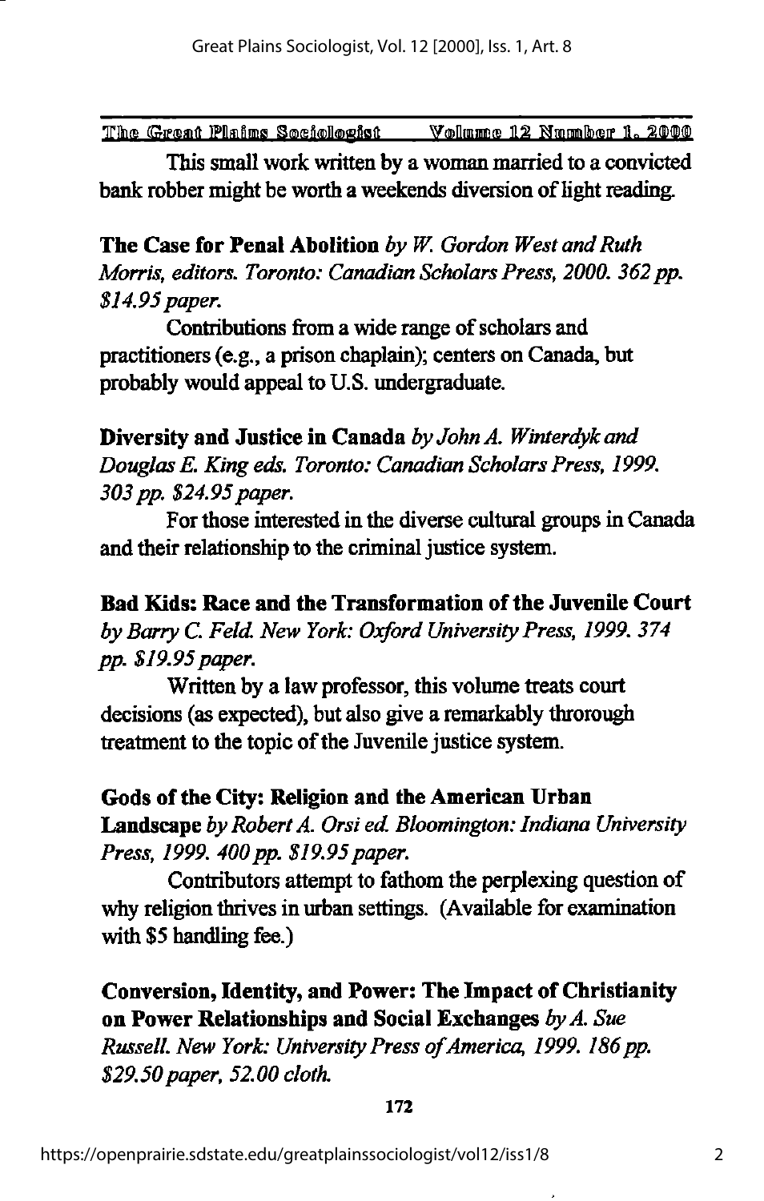This small work written by a woman married to a convicted bank robber might be worth a weekends diversion of light reading.

**The Case for Penal Abolition** *by W. Gordon West and Ruth Morris, editors. Toronto: Canadian Scholars Press, 2000. 362 pp. $14.95 paper.*

Contributions from a wide range of scholars and practitioners (e.g., a prison chaplain); centers on Canada, but probably would appeal to U.S. undergraduate.

**Diversity and Justice in Canada** *by John A. Winterdyk and Douglas E. King eds. Toronto: Canadian Scholars Press, 1999. 303 pp. $24.95 paper.*

For those interested in the diverse cultural groups in Canada and their relationship to the criminal justice system.

**Bad Kids: Race and the Transformation of the Juvenile Court** *by Barry C. Feld. New York: Oxford University Press, 1999. 374 pp. $19.95 paper.*

Written by a law professor, this volume treats court decisions (as expected), but also give a remarkably throrough treatment to the topic of the Juvenile justice system.

**Gods of the City: Religion and the American Urban Landscape** *by Robert A. Orsi ed. Bloomington: Indiana University Press, 1999. 400 pp. $19.95 paper.*

Contributors attempt to fathom the perplexing question of why religion thrives in urban settings. (Available for examination with $5 handling fee.)

**Conversion, Identity, and Power: The Impact of Christianity on Power Relationships and Social Exchanges** *by A. Sue Russell. New York: University Press of America, 1999. 186 pp. $29.50 paper, 52.00 cloth.*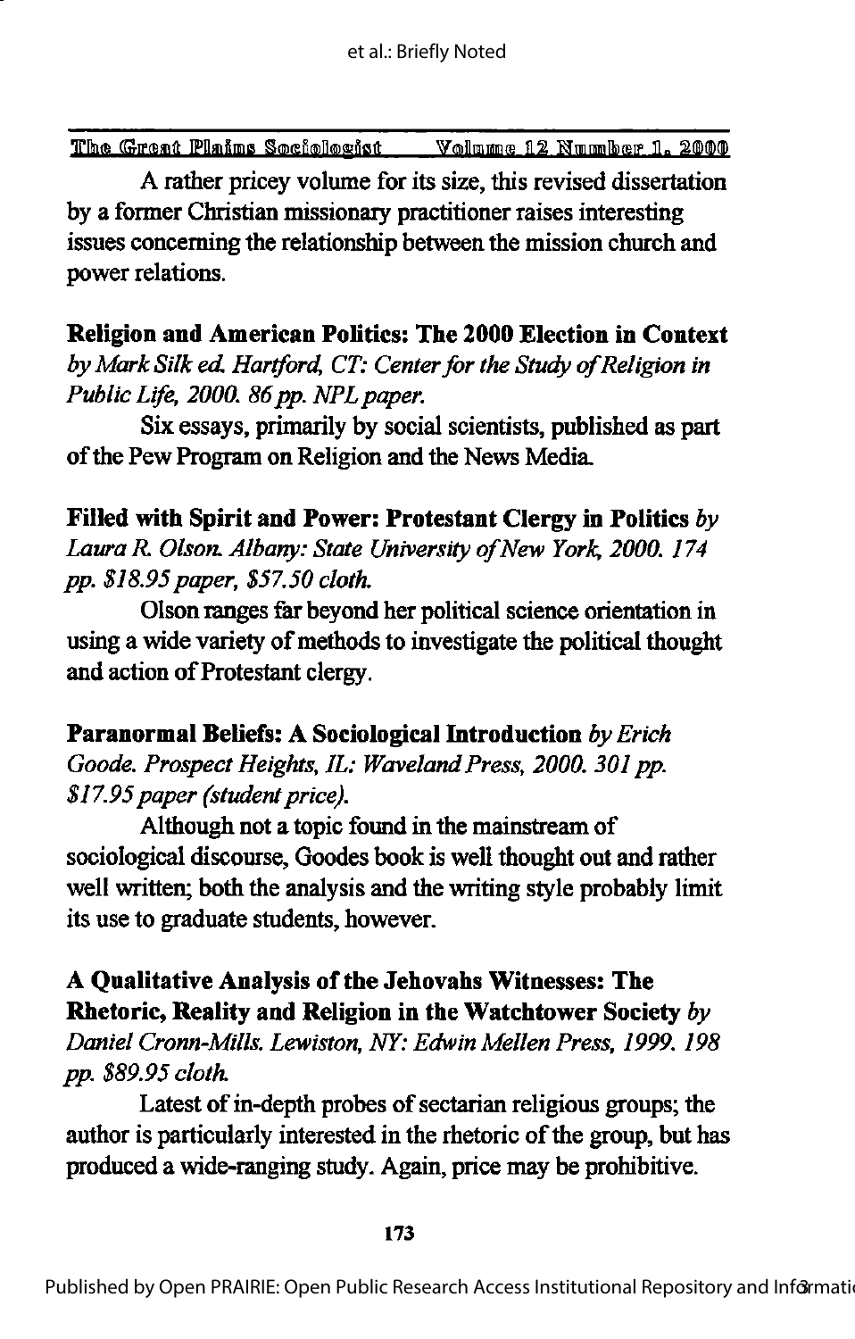A rather pricey volume for its size, this revised dissertation by a former Christian missionary practitioner raises interesting issues concerning the relationship between the mission church and power relations.

**Religion and American Politics: The 2000 Election in Context** *by Mark Silk ed. Hartford, CT: Center for the Study of Religion in Public Life, 2000. 86 pp. NPL paper.*

Six essays, primarily by social scientists, published as part of the Pew Program on Religion and the News Media.

**Filled with Spirit and Power: Protestant Clergy in Politics** *by Laura R. Olson. Albany: State University of New York, 2000. 174 pp. $18.95 paper, $57.50 cloth.*

Olson ranges far beyond her political science orientation in using a wide variety of methods to investigate the political thought and action of Protestant clergy.

**Paranormal Beliefs: A Sociological Introduction** *by Erich Goode. Prospect Heights, IL: Waveland Press, 2000. 301 pp. $17.95 paper (student price).*

Although not a topic found in the mainstream of sociological discourse, Goodes book is well thought out and rather well written; both the analysis and the writing style probably limit its use to graduate students, however.

**A Qualitative Analysis of the Jehovahs Witnesses: The Rhetoric, Reality and Religion in the Watchtower Society** *by Daniel Cronn-Mills. Lewiston, NY: Edwin Mellen Press, 1999. 198 pp. $89.95 cloth.*

Latest of in-depth probes of sectarian religious groups; the author is particularly interested in the rhetoric of the group, but has produced a wide-ranging study. Again, price may be prohibitive.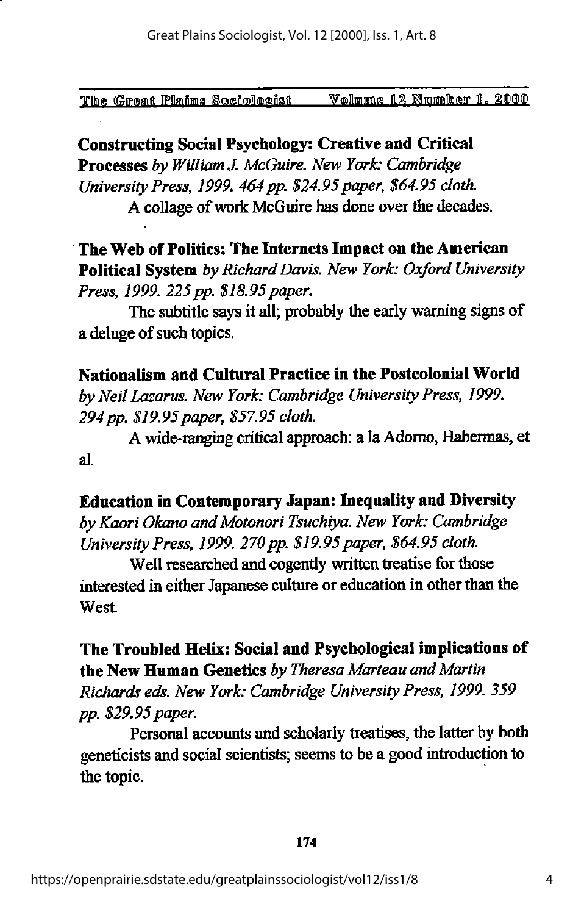**Constructing Social Psychology: Creative and Critical Processes** *by William J. McGuire. New York: Cambridge University Press, 1999. 464 pp. $24.95 paper, $64.95 cloth.*

A collage of work McGuire has done over the decades.

**The Web of Politics: The Internets Impact on the American Political System** *by Richard Davis. New York: Oxford University Press, 1999. 225 pp. $18.95 paper.*

The subtitle says it all; probably the early warning signs of a deluge of such topics.

**Nationalism and Cultural Practice in the Postcolonial World** *by Neil Lazarus. New York: Cambridge University Press, 1999. 294 pp. $19.95 paper, $57.95 cloth.*

A wide-ranging critical approach: a la Adorno, Habermas, et al.

**Education in Contemporary Japan: Inequality and Diversity** *by Kaori Okano and Motonori Tsuchiya. New York: Cambridge University Press, 1999. 270 pp. $19.95 paper, $64.95 cloth.*

Well researched and cogently written treatise for those interested in either Japanese culture or education in other than the West.

**The Troubled Helix: Social and Psychological implications of the New Human Genetics** *by Theresa Marteau and Martin Richards eds. New York: Cambridge University Press, 1999. 359 pp. $29.95 paper.*

Personal accounts and scholarly treatises, the latter by both geneticists and social scientists; seems to be a good introduction to the topic.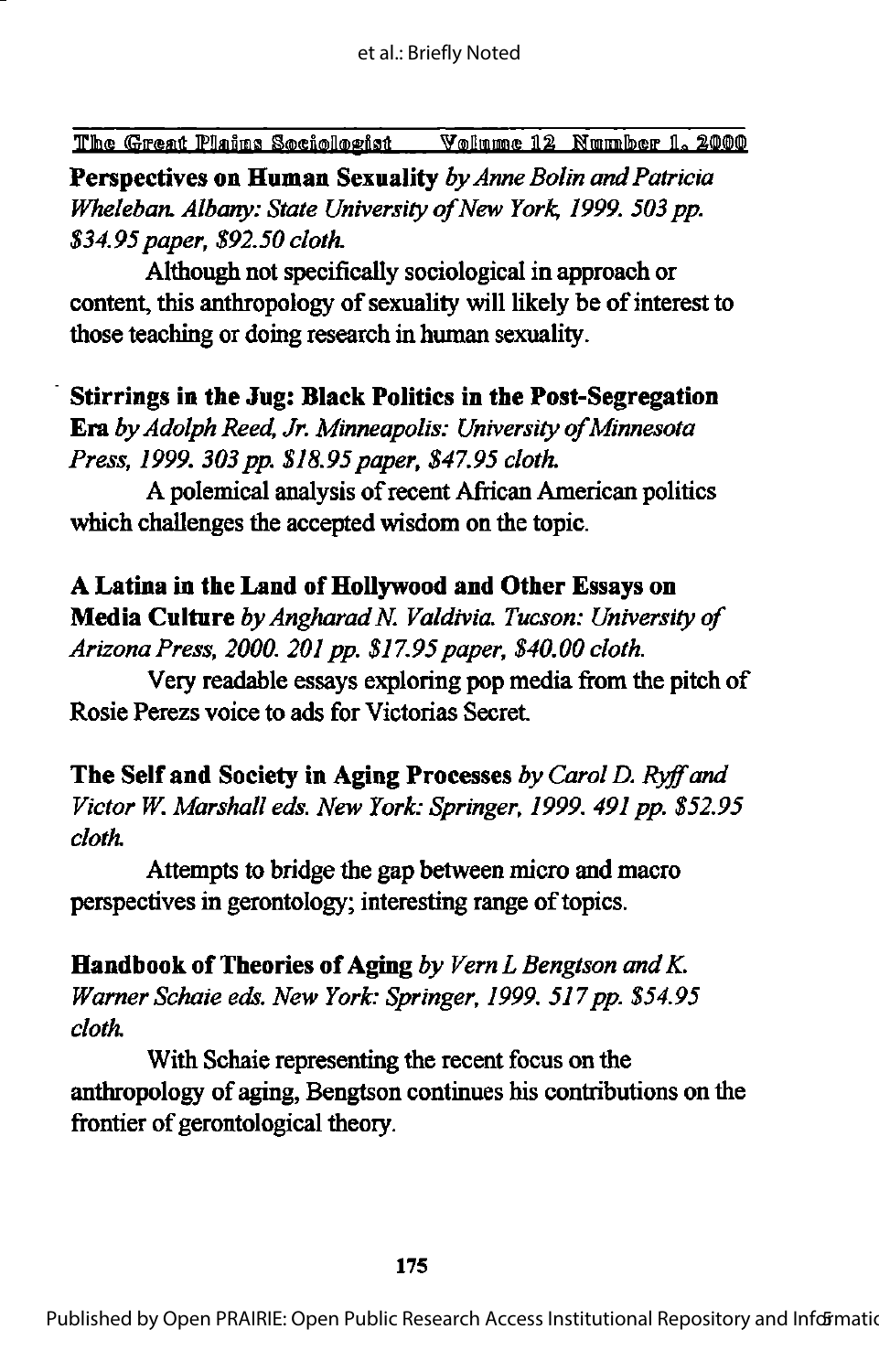**Perspectives on Human Sexuality** *by Anne Bolin and Patricia Wheleban. Albany: State University of New York, 1999. 503 pp. $34.95 paper, $92.50 cloth.*

Although not specifically sociological in approach or content, this anthropology of sexuality will likely be of interest to those teaching or doing research in human sexuality.

**Stirrings in the Jug: Black Politics in the Post-Segregation Era** *by Adolph Reed, Jr. Minneapolis: University of Minnesota Press, 1999. 303 pp. $18.95 paper, $47.95 cloth.*

A polemical analysis of recent African American politics which challenges the accepted wisdom on the topic.

**A Latina in the Land of Hollywood and Other Essays on Media Culture** *by Angharad N. Valdivia. Tucson: University of Arizona Press, 2000. 201 pp. $17.95 paper, $40.00 cloth.*

Very readable essays exploring pop media from the pitch of Rosie Perezs voice to ads for Victorias Secret.

**The Self and Society in Aging Processes** *by Carol D. Ryff and Victor W. Marshall eds. New York: Springer, 1999. 491 pp. $52.95 cloth.*

Attempts to bridge the gap between micro and macro perspectives in gerontology; interesting range of topics.

**Handbook of Theories of Aging** *by Vern L Bengtson and K. Warner Schaie eds. New York: Springer, 1999. 517 pp. $54.95 cloth.*

With Schaie representing the recent focus on the anthropology of aging, Bengtson continues his contributions on the frontier of gerontological theory.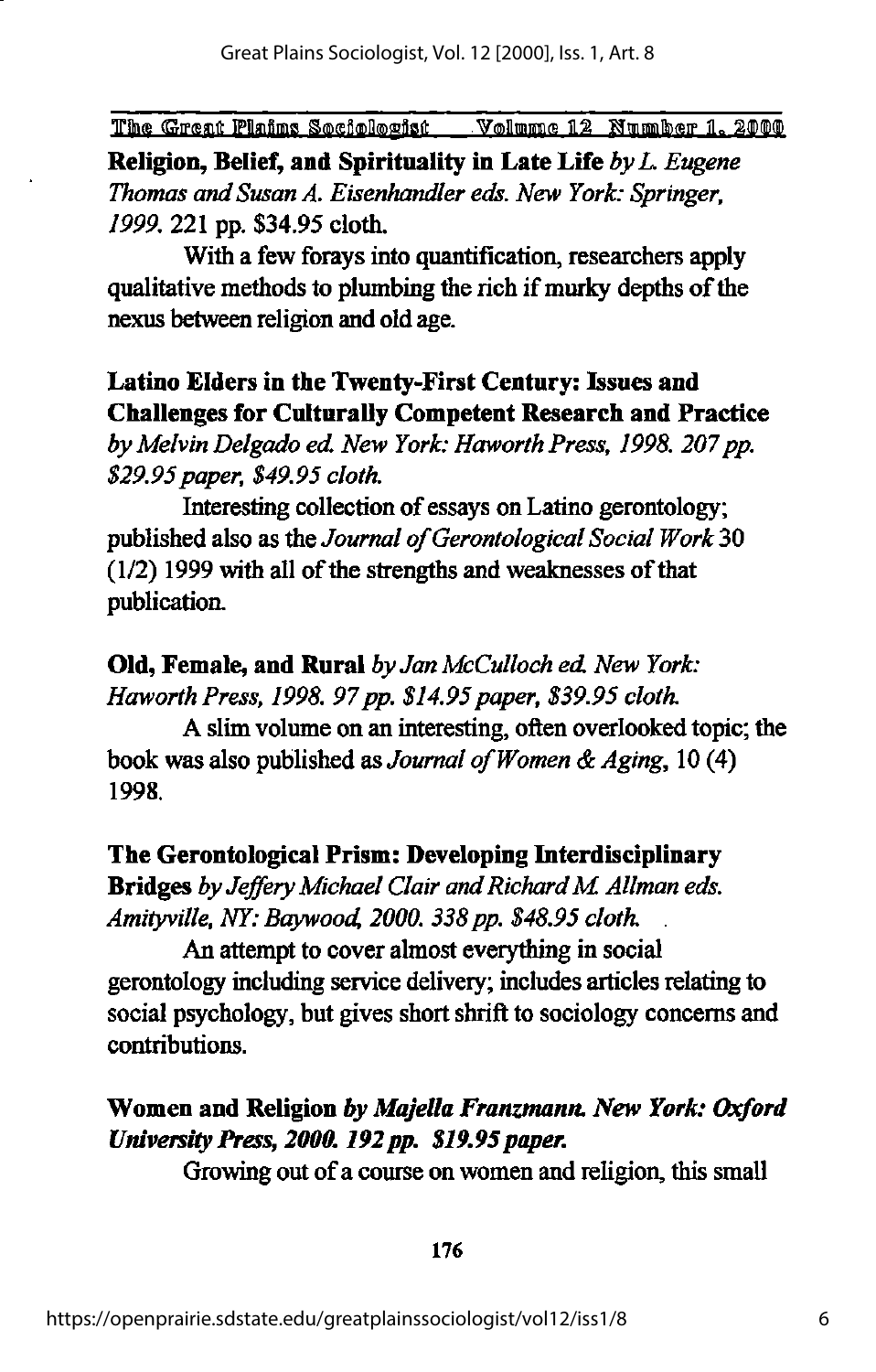**Religion, Belief, and Spirituality in Late Life** *by L. Eugene Thomas and Susan A. Eisenhandler eds. New York: Springer, 1999.* 221 pp. $34.95 cloth.

With a few forays into quantification, researchers apply qualitative methods to plumbing the rich if murky depths of the nexus between religion and old age.

**Latino Elders in the Twenty-First Century: Issues and Challenges for Culturally Competent Research and Practice** *by Melvin Delgado ed. New York: Haworth Press, 1998. 207 pp. $29.95 paper, $49.95 cloth.*

Interesting collection of essays on Latino gerontology; published also as the *Journal of Gerontological Social Work* 30 (1/2) 1999 with all of the strengths and weaknesses of that publication.

**Old, Female, and Rural** *by Jan McCulloch ed. New York: Haworth Press, 1998. 97 pp. $14.95 paper, $39.95 cloth.*

A slim volume on an interesting, often overlooked topic; the book was also published as *Journal of Women & Aging*, 10 (4) 1998.

**The Gerontological Prism: Developing Interdisciplinary Bridges** *by Jeffery Michael Clair and Richard M. Allman eds. Amityville, NY: Baywood, 2000. 338 pp. $48.95 cloth.*

An attempt to cover almost everything in social gerontology including service delivery; includes articles relating to social psychology, but gives short shrift to sociology concerns and contributions.

**Women and Religion** ***by Majella Franzmann. New York: Oxford University Press, 2000. 192 pp. $19.95 paper.***

Growing out of a course on women and religion, this small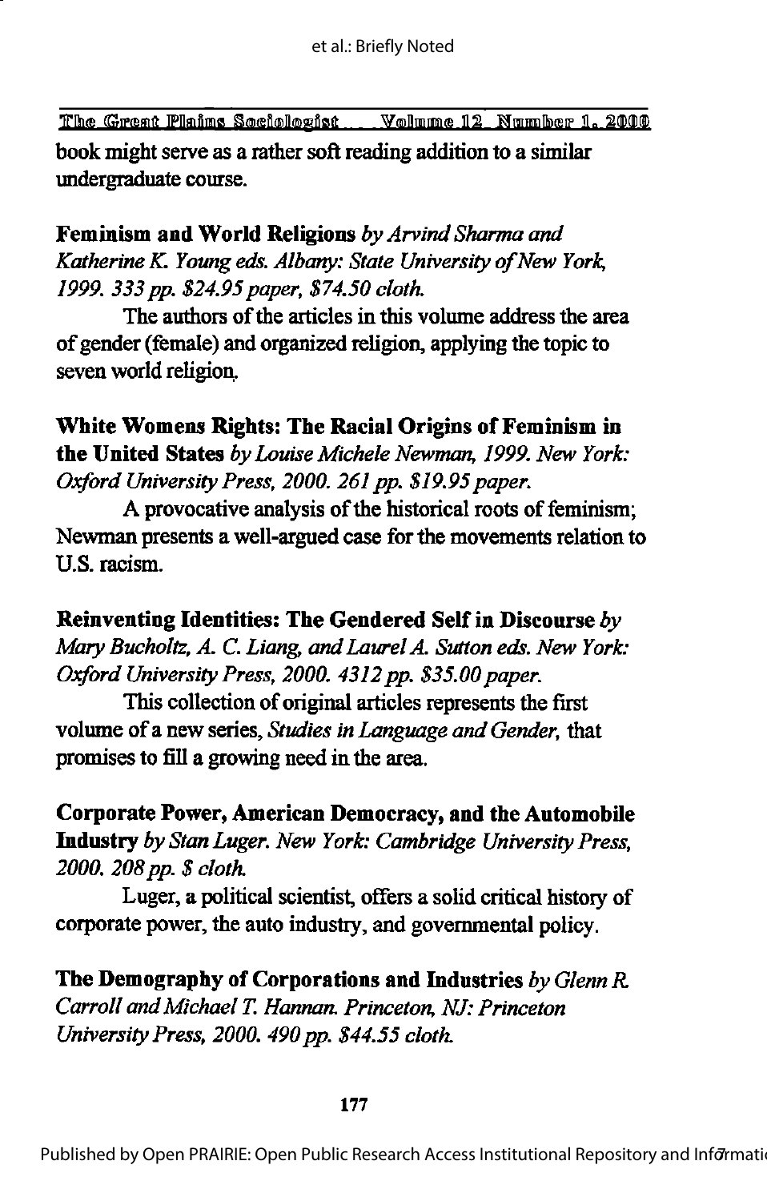book might serve as a rather soft reading addition to a similar undergraduate course.

**Feminism and World Religions** *by Arvind Sharma and Katherine K. Young eds. Albany: State University of New York, 1999. 333 pp. $24.95 paper, $74.50 cloth.*

The authors of the articles in this volume address the area of gender (female) and organized religion, applying the topic to seven world religion.

**White Womens Rights: The Racial Origins of Feminism in the United States** *by Louise Michele Newman, 1999. New York: Oxford University Press, 2000. 261 pp. $19.95 paper.*

A provocative analysis of the historical roots of feminism; Newman presents a well-argued case for the movements relation to U.S. racism.

**Reinventing Identities: The Gendered Self in Discourse** *by Mary Bucholtz, A. C. Liang, and Laurel A. Sutton eds. New York: Oxford University Press, 2000. 4312 pp. $35.00 paper.*

This collection of original articles represents the first volume of a new series, *Studies in Language and Gender,* that promises to fill a growing need in the area.

**Corporate Power, American Democracy, and the Automobile Industry** *by Stan Luger. New York: Cambridge University Press, 2000. 208 pp. $ cloth.*

Luger, a political scientist, offers a solid critical history of corporate power, the auto industry, and governmental policy.

**The Demography of Corporations and Industries** *by Glenn R. Carroll and Michael T. Hannan. Princeton, NJ: Princeton University Press, 2000. 490 pp. $44.55 cloth.*